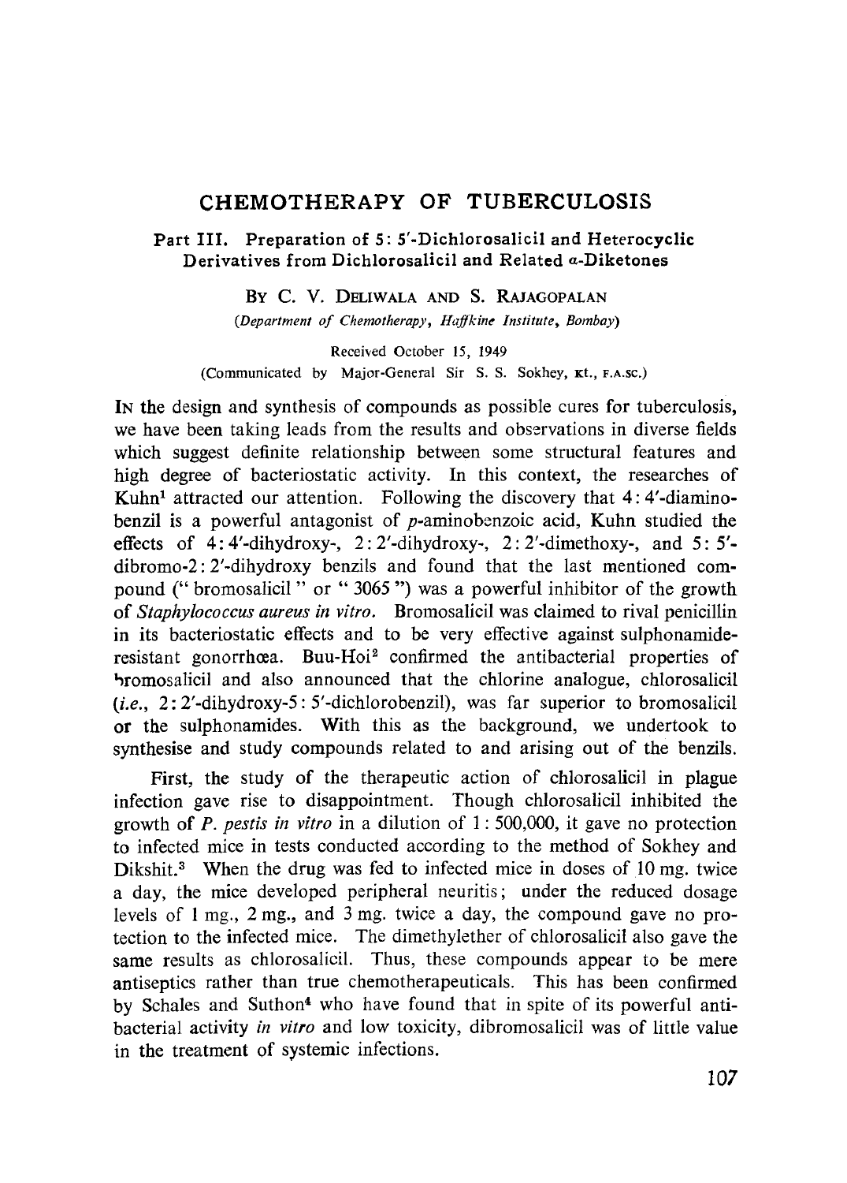# CHEMOTHERAPY OF TUBERCULOSIS

## Part III. Preparation of 5: 5'-Dichlorosalicil and Heterocyclic Derivatives from Dichlorosalicil and Related α-Diketones

BY C. V. DELIWALA AND S. RAJAGOPALAN

*(Department of Chemotherapy, Haffkine Institute, Bombay)*

Received October 15, 1949

(Communicated by Major-General Sir S. S. Sokhey, KT., F.A.SC.)

IN the design and synthesis of compounds as possible cures for tuberculosis, we have been taking leads from the results and observations in diverse fields which suggest definite relationship between some structural features and high degree of bacteriostatic activity. In this context, the researches of Kuhn[1] attracted our attention. Following the discovery that 4: 4'-diaminobenzil is a powerful antagonist of *p*-aminobenzoic acid, Kuhn studied the effects of 4: 4'-dihydroxy-, 2: 2'-dihydroxy-, 2: 2'-dimethoxy-, and 5: 5'-dibromo-2: 2'-dihydroxy benzils and found that the last mentioned compound (" bromosalicil " or " 3065 ") was a powerful inhibitor of the growth of *Staphylococcus aureus in vitro.* Bromosalicil was claimed to rival penicillin in its bacteriostatic effects and to be very effective against sulphonamide-resistant gonorrhœa. Buu-Hoi[2] confirmed the antibacterial properties of bromosalicil and also announced that the chlorine analogue, chlorosalicil (*i.e.*, 2: 2'-dihydroxy-5: 5'-dichlorobenzil), was far superior to bromosalicil or the sulphonamides. With this as the background, we undertook to synthesise and study compounds related to and arising out of the benzils.

First, the study of the therapeutic action of chlorosalicil in plague infection gave rise to disappointment. Though chlorosalicil inhibited the growth of *P. pestis in vitro* in a dilution of 1 : 500,000, it gave no protection to infected mice in tests conducted according to the method of Sokhey and Dikshit.[3] When the drug was fed to infected mice in doses of 10 mg. twice a day, the mice developed peripheral neuritis; under the reduced dosage levels of 1 mg., 2 mg., and 3 mg. twice a day, the compound gave no protection to the infected mice. The dimethylether of chlorosalicil also gave the same results as chlorosalicil. Thus, these compounds appear to be mere antiseptics rather than true chemotherapeuticals. This has been confirmed by Schales and Suthon[4] who have found that in spite of its powerful antibacterial activity *in vitro* and low toxicity, dibromosalicil was of little value in the treatment of systemic infections.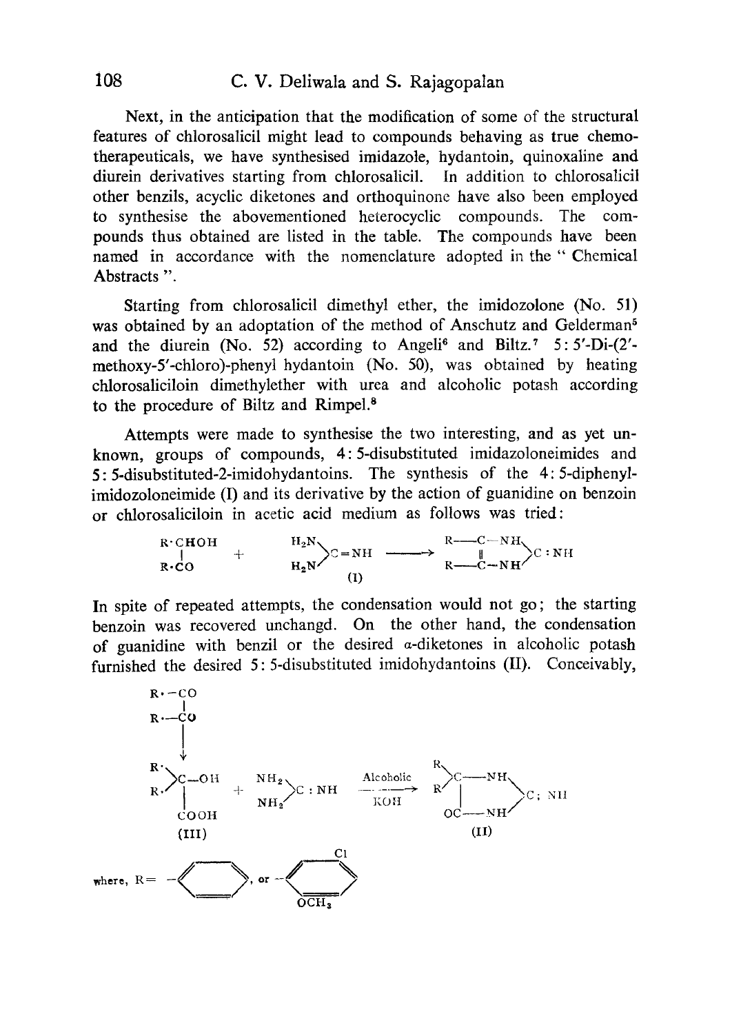Next, in the anticipation that the modification of some of the structural features of chlorosalicil might lead to compounds behaving as true chemotherapeuticals, we have synthesised imidazole, hydantoin, quinoxaline and diurein derivatives starting from chlorosalicil. In addition to chlorosalicil other benzils, acyclic diketones and orthoquinone have also been employed to synthesise the abovementioned heterocyclic compounds. The compounds thus obtained are listed in the table. The compounds have been named in accordance with the nomenclature adopted in the " Chemical Abstracts ".

Starting from chlorosalicil dimethyl ether, the imidozolone (No. 51) was obtained by an adoptation of the method of Anschutz and Gelderman[5] and the diurein (No. 52) according to Angeli[6] and Biltz.[7] 5 : 5'-Di-(2'-methoxy-5'-chloro)-phenyl hydantoin (No. 50), was obtained by heating chlorosaliciloin dimethylether with urea and alcoholic potash according to the procedure of Biltz and Rimpel.[8]

Attempts were made to synthesise the two interesting, and as yet unknown, groups of compounds, 4 : 5-disubstituted imidazoloneimides and 5 : 5-disubstituted-2-imidohydantoins. The synthesis of the 4 : 5-diphenylimidozoloneimide (I) and its derivative by the action of guanidine on benzoin or chlorosaliciloin in acetic acid medium as follows was tried:

$$\begin{matrix} R\cdot CHOH \\ | \\ R\cdot CO \end{matrix} \quad + \quad \begin{matrix} H_2N \\ H_2N \end{matrix}\!\!>\!C{=}NH \longrightarrow \begin{matrix} R{-}C{-}NH \\ \| \\ R{-}C{-}NH \end{matrix}\!\!>\!C:NH \quad \text{(I)}$$

In spite of repeated attempts, the condensation would not go; the starting benzoin was recovered unchangd. On the other hand, the condensation of guanidine with benzil or the desired α-diketones in alcoholic potash furnished the desired 5 : 5-disubstituted imidohydantoins (II). Conceivably,

$$\begin{matrix} R\cdot{-}CO \\ | \\ R\cdot{-}CO \end{matrix} \;\downarrow\; \begin{matrix} R\cdot \\ R\cdot \end{matrix}\!\!>\!\begin{matrix} C{-}OH \\ | \\ COOH \end{matrix} \text{ (III)} \quad + \quad \begin{matrix} NH_2 \\ NH_2 \end{matrix}\!\!>\!C:NH \xrightarrow[\text{KOH}]{\text{Alcoholic}} \begin{matrix} R \\ R \end{matrix}\!\!>\!\begin{matrix} C{-}NH \\ | \\ OC{-}NH \end{matrix}\!\!>\!C:NH \text{ (II)}$$

where, R = phenyl, or 2-methoxy-5-chlorophenyl ($-C_6H_3(OCH_3)Cl$)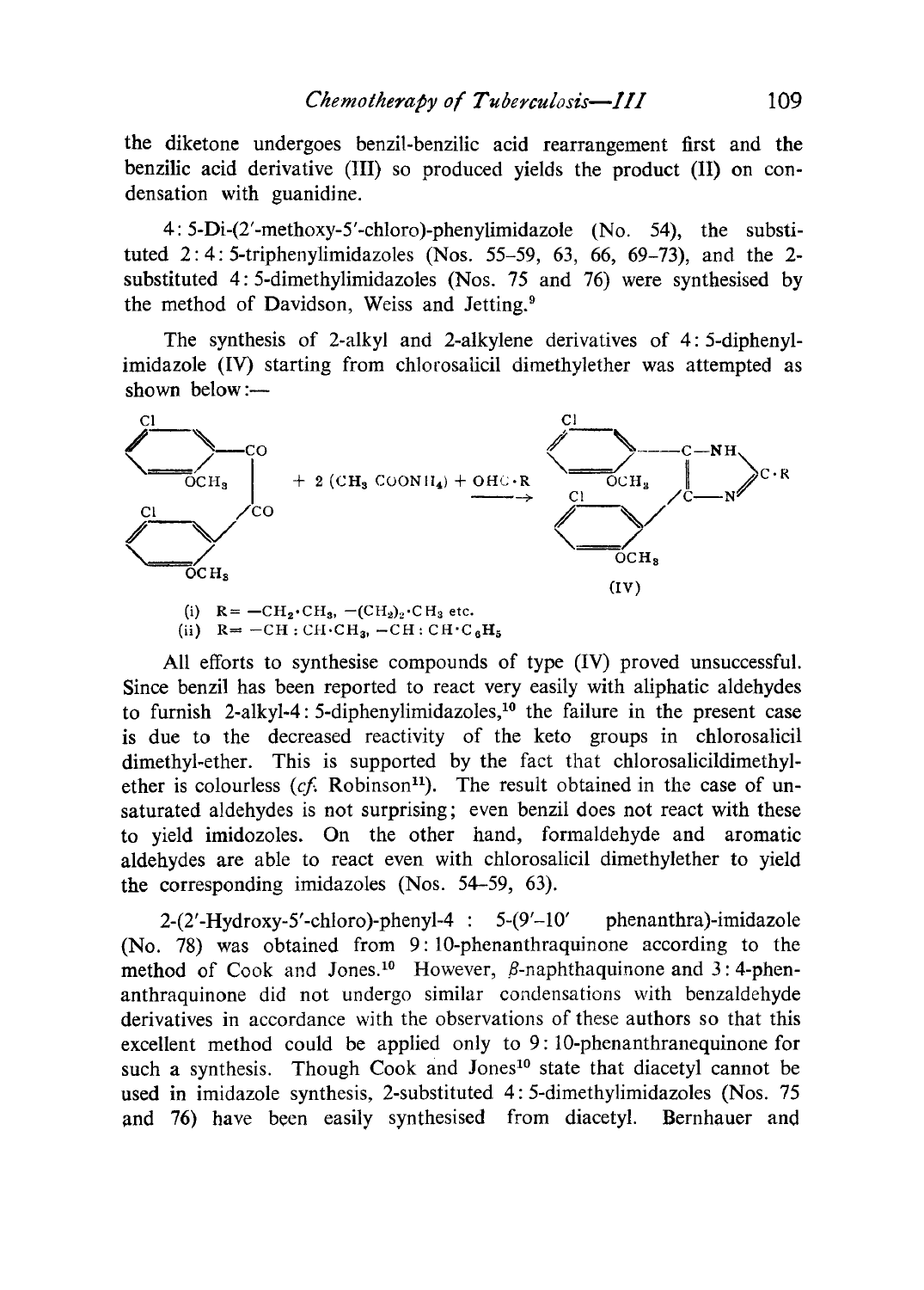the diketone undergoes benzil-benzilic acid rearrangement first and the benzilic acid derivative (III) so produced yields the product (II) on condensation with guanidine.

4 : 5-Di-(2′-methoxy-5′-chloro)-phenylimidazole (No. 54), the substituted 2 : 4 : 5-triphenylimidazoles (Nos. 55–59, 63, 66, 69–73), and the 2-substituted 4 : 5-dimethylimidazoles (Nos. 75 and 76) were synthesised by the method of Davidson, Weiss and Jetting.[9]

The synthesis of 2-alkyl and 2-alkylene derivatives of 4 : 5-diphenylimidazole (IV) starting from chlorosalicil dimethylether was attempted as shown below:—

(IV)

(i) R = $-CH_2 \cdot CH_3$, $-(CH_2)_2 \cdot CH_3$ etc.
(ii) R = $-CH : CH \cdot CH_3$, $-CH : CH \cdot C_6H_5$

All efforts to synthesise compounds of type (IV) proved unsuccessful. Since benzil has been reported to react very easily with aliphatic aldehydes to furnish 2-alkyl-4 : 5-diphenylimidazoles,[10] the failure in the present case is due to the decreased reactivity of the keto groups in chlorosalicil dimethyl-ether. This is supported by the fact that chlorosalicildimethylether is colourless (*cf.* Robinson[11]). The result obtained in the case of unsaturated aldehydes is not surprising; even benzil does not react with these to yield imidozoles. On the other hand, formaldehyde and aromatic aldehydes are able to react even with chlorosalicil dimethylether to yield the corresponding imidazoles (Nos. 54–59, 63).

2-(2′-Hydroxy-5′-chloro)-phenyl-4 : 5-(9′–10′ phenanthra)-imidazole (No. 78) was obtained from 9 : 10-phenanthraquinone according to the method of Cook and Jones.[10] However, β-naphthaquinone and 3 : 4-phenanthraquinone did not undergo similar condensations with benzaldehyde derivatives in accordance with the observations of these authors so that this excellent method could be applied only to 9 : 10-phenanthranequinone for such a synthesis. Though Cook and Jones[10] state that diacetyl cannot be used in imidazole synthesis, 2-substituted 4 : 5-dimethylimidazoles (Nos. 75 and 76) have been easily synthesised from diacetyl. Bernhauer and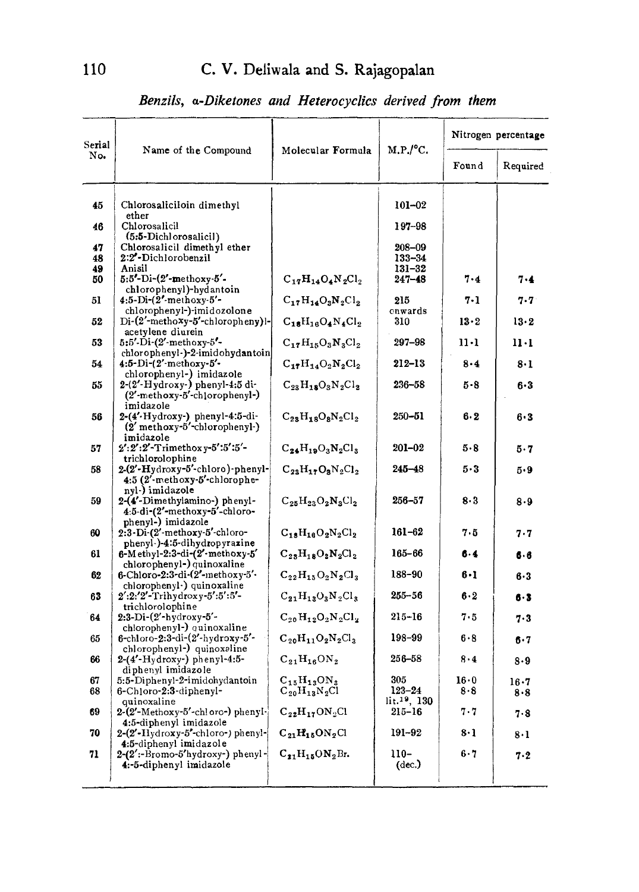*Benzils, α-Diketones and Heterocyclics derived from them*

| Serial No. | Name of the Compound | Molecular Formula | M.P./°C. | Nitrogen percentage | |
|---|---|---|---|---|---|
| | | | | Found | Required |
| 45 | Chlorosaliciloin dimethyl ether | | 101–02 | | |
| 46 | Chlorosalicil (5:5-Dichlorosalicil) | | 197–98 | | |
| 47 | Chlorosalicil dimethyl ether | | 208–09 | | |
| 48 | 2:2′-Dichlorobenzil | | 133–34 | | |
| 49 | Anisil | | 131–32 | | |
| 50 | 5:5′-Di-(2′-methoxy-5′-chlorophenyl)-hydantoin | $C_{17}H_{14}O_4N_2Cl_2$ | 247–48 | 7·4 | 7·4 |
| 51 | 4:5-Di-(2′-methoxy-5′-chlorophenyl-)-imidozolone | $C_{17}H_{14}O_3N_2Cl_2$ | 215 onwards | 7·1 | 7·7 |
| 52 | Di-(2′-methoxy-5′-chlorophenyl)-acetylene diurein | $C_{18}H_{16}O_4N_4Cl_2$ | 310 | 13·2 | 13·2 |
| 53 | 5:5′-Di-(2′-methoxy-5′-chlorophenyl-)-2-imidohydantoin | $C_{17}H_{15}O_3N_3Cl_2$ | 297–98 | 11·1 | 11·1 |
| 54 | 4:5-Di-(2′-methoxy-5′-chlorophenyl-) imidazole | $C_{17}H_{14}O_2N_2Cl_2$ | 212–13 | 8·4 | 8·1 |
| 55 | 2-(2′-Hydroxy-) phenyl-4:5 di-(2′-methoxy-5′-chlorophenyl-) imidazole | $C_{23}H_{18}O_3N_2Cl_2$ | 236–58 | 5·8 | 6·3 |
| 56 | 2-(4′-Hydroxy-) phenyl-4:5-di-(2′ methoxy-5′-chlorophenyl-) imidazole | $C_{23}H_{18}O_3N_2Cl_2$ | 250–51 | 6·2 | 6·3 |
| 57 | 2′:2′:2′-Trimethoxy-5′:5′:5′-trichlorolophine | $C_{24}H_{19}O_3N_2Cl_3$ | 201–02 | 5·8 | 5·7 |
| 58 | 2-(2′-Hydroxy-5′-chloro)-phenyl-4:5 (2′-methoxy-5′-chlorophenyl-) imidazole | $C_{23}H_{17}O_3N_2Cl_2$ | 245–48 | 5·3 | 5·9 |
| 59 | 2-(4′-Dimethylamino-) phenyl-4:5-di-(2′-methoxy-5′-chlorophenyl-) imidazole | $C_{25}H_{23}O_2N_3Cl_2$ | 256–57 | 8·3 | 8·9 |
| 60 | 2:3-Di-(2′-methoxy-5′-chlorophenyl-)-4:5-dihydropyrazine | $C_{18}H_{16}O_2N_2Cl_2$ | 161–62 | 7·5 | 7·7 |
| 61 | 6-Methyl-2:3-di-(2′-methoxy-5′ chlorophenyl-) quinoxaline | $C_{23}H_{18}O_2N_2Cl_2$ | 165–66 | 6·4 | 6·6 |
| 62 | 6-Chloro-2:3-di-(2′-methoxy-5′-chlorophenyl-) quinoxaline | $C_{22}H_{15}O_2N_2Cl_3$ | 188–90 | 6·1 | 6·3 |
| 63 | 2′:2′2′-Trihydroxy-5′:5′:5′-trichlorolophine | $C_{21}H_{13}O_3N_2Cl_3$ | 255–56 | 6·2 | 6·3 |
| 64 | 2:3-Di-(2′-hydroxy-5′-chlorophenyl-) quinoxaline | $C_{20}H_{12}O_2N_2Cl_2$ | 215–16 | 7·5 | 7·3 |
| 65 | 6-chloro-2:3-di-(2′-hydroxy-5′-chlorophenyl-) quinoxaline | $C_{20}H_{11}O_2N_2Cl_3$ | 198–99 | 6·8 | 6·7 |
| 66 | 2-(4′-Hydroxy-) phenyl-4:5-diphenyl imidazole | $C_{21}H_{16}ON_2$ | 256–58 | 8·4 | 8·9 |
| 67 | 5:5-Diphenyl-2-imidohydantoin | $C_{15}H_{13}ON_3$ | 305 | 16·0 | 16·7 |
| 68 | 6-Chloro-2:3-diphenyl-quinoxaline | $C_{20}H_{13}N_2Cl$ | 123–24 lit.[19], 130 | 8·8 | 8·8 |
| 69 | 2-(2′-Methoxy-5′-chloro-) phenyl-4:5-diphenyl imidazole | $C_{22}H_{17}ON_2Cl$ | 215–16 | 7·7 | 7·8 |
| 70 | 2-(2′-Hydroxy-5′-chloro-) phenyl-4:5-diphenyl imidazole | $C_{21}H_{15}ON_2Cl$ | 191–92 | 8·1 | 8·1 |
| 71 | 2-(2′:-Bromo-5′hydroxy-) phenyl-4:-5-diphenyl imidazole | $C_{21}H_{15}ON_2Br$. | 110– (dec.) | 6·7 | 7·2 |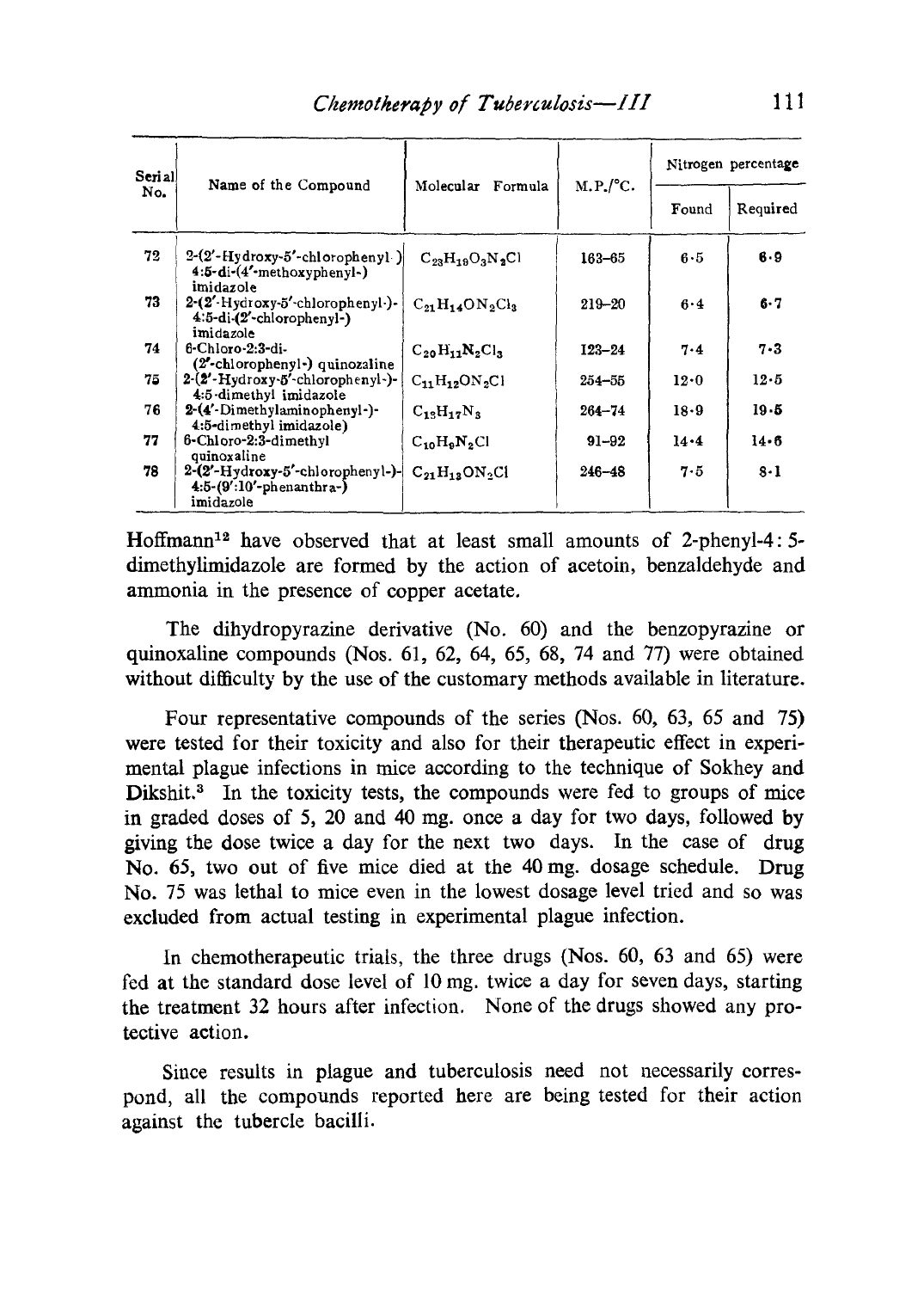| Serial No. | Name of the Compound | Molecular Formula | M.P./°C. | Nitrogen percentage | |
|---|---|---|---|---|---|
| | | | | Found | Required |
| 72 | 2-(2'-Hydroxy-5'-chlorophenyl-) 4:5-di-(4'-methoxyphenyl-) imidazole | $C_{23}H_{19}O_3N_2Cl$ | 163–65 | 6·5 | 6·9 |
| 73 | 2-(2'-Hydroxy-5'-chlorophenyl-)-4:5-di-(2'-chlorophenyl-) imidazole | $C_{21}H_{14}ON_2Cl_3$ | 219–20 | 6·4 | 6·7 |
| 74 | 6-Chloro-2:3-di-(2'-chlorophenyl-) quinozaline | $C_{20}H_{11}N_2Cl_3$ | 123–24 | 7·4 | 7·3 |
| 75 | 2-(2'-Hydroxy-5'-chlorophenyl-)-4:5-dimethyl imidazole | $C_{11}H_{12}ON_2Cl$ | 254–55 | 12·0 | 12·5 |
| 76 | 2-(4'-Dimethylaminophenyl-)-4:5-dimethyl imidazole) | $C_{13}H_{17}N_3$ | 264–74 | 18·9 | 19·5 |
| 77 | 6-Chloro-2:3-dimethyl quinoxaline | $C_{10}H_9N_2Cl$ | 91–92 | 14·4 | 14·6 |
| 78 | 2-(2'-Hydroxy-5'-chlorophenyl-)-4:5-(9':10'-phenanthra-) imidazole | $C_{21}H_{13}ON_2Cl$ | 246–48 | 7·5 | 8·1 |

Hoffmann[12] have observed that at least small amounts of 2-phenyl-4:5-dimethylimidazole are formed by the action of acetoin, benzaldehyde and ammonia in the presence of copper acetate.

The dihydropyrazine derivative (No. 60) and the benzopyrazine or quinoxaline compounds (Nos. 61, 62, 64, 65, 68, 74 and 77) were obtained without difficulty by the use of the customary methods available in literature.

Four representative compounds of the series (Nos. 60, 63, 65 and 75) were tested for their toxicity and also for their therapeutic effect in experimental plague infections in mice according to the technique of Sokhey and Dikshit.[3] In the toxicity tests, the compounds were fed to groups of mice in graded doses of 5, 20 and 40 mg. once a day for two days, followed by giving the dose twice a day for the next two days. In the case of drug No. 65, two out of five mice died at the 40 mg. dosage schedule. Drug No. 75 was lethal to mice even in the lowest dosage level tried and so was excluded from actual testing in experimental plague infection.

In chemotherapeutic trials, the three drugs (Nos. 60, 63 and 65) were fed at the standard dose level of 10 mg. twice a day for seven days, starting the treatment 32 hours after infection. None of the drugs showed any protective action.

Since results in plague and tuberculosis need not necessarily correspond, all the compounds reported here are being tested for their action against the tubercle bacilli.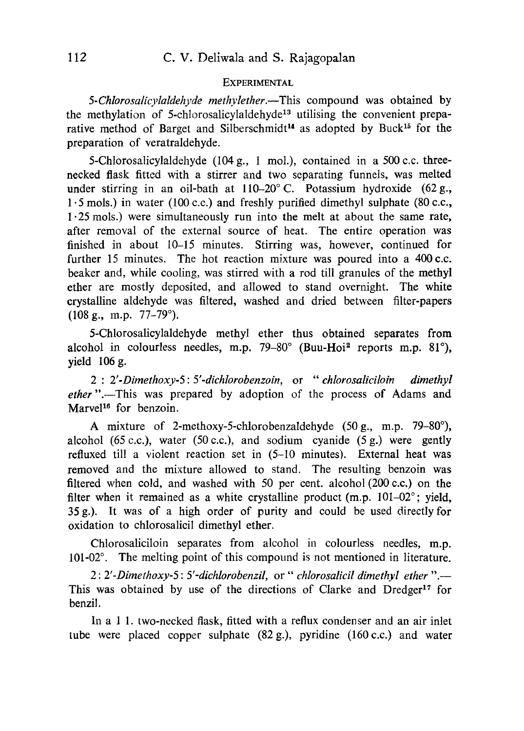## Experimental

*5-Chlorosalicylaldehyde methylether.*—This compound was obtained by the methylation of 5-chlorosalicylaldehyde[13] utilising the convenient preparative method of Barget and Silberschmidt[14] as adopted by Buck[15] for the preparation of veratraldehyde.

5-Chlorosalicylaldehyde (104 g., 1 mol.), contained in a 500 c.c. three-necked flask fitted with a stirrer and two separating funnels, was melted under stirring in an oil-bath at 110–20° C. Potassium hydroxide (62 g., 1·5 mols.) in water (100 c.c.) and freshly purified dimethyl sulphate (80 c.c., 1·25 mols.) were simultaneously run into the melt at about the same rate, after removal of the external source of heat. The entire operation was finished in about 10–15 minutes. Stirring was, however, continued for further 15 minutes. The hot reaction mixture was poured into a 400 c.c. beaker and, while cooling, was stirred with a rod till granules of the methyl ether are mostly deposited, and allowed to stand overnight. The white crystalline aldehyde was filtered, washed and dried between filter-papers (108 g., m.p. 77–79°).

5-Chlorosalicylaldehyde methyl ether thus obtained separates from alcohol in colourless needles, m.p. 79–80° (Buu-Hoi[2] reports m.p. 81°), yield 106 g.

*2 : 2′-Dimethoxy-5 : 5′-dichlorobenzoin*, or "*chlorosaliciloin dimethyl ether*".—This was prepared by adoption of the process of Adams and Marvel[16] for benzoin.

A mixture of 2-methoxy-5-chlorobenzaldehyde (50 g., m.p. 79–80°), alcohol (65 c.c.), water (50 c.c.), and sodium cyanide (5 g.) were gently refluxed till a violent reaction set in (5–10 minutes). External heat was removed and the mixture allowed to stand. The resulting benzoin was filtered when cold, and washed with 50 per cent. alcohol (200 c.c.) on the filter when it remained as a white crystalline product (m.p. 101–02°; yield, 35 g.). It was of a high order of purity and could be used directly for oxidation to chlorosalicil dimethyl ether.

Chlorosaliciloin separates from alcohol in colourless needles, m.p. 101-02°. The melting point of this compound is not mentioned in literature.

*2 : 2′-Dimethoxy-5 : 5′-dichlorobenzil*, or "*chlorosalicil dimethyl ether*".—This was obtained by use of the directions of Clarke and Dredger[17] for benzil.

In a 1 l. two-necked flask, fitted with a reflux condenser and an air inlet tube were placed copper sulphate (82 g.), pyridine (160 c.c.) and water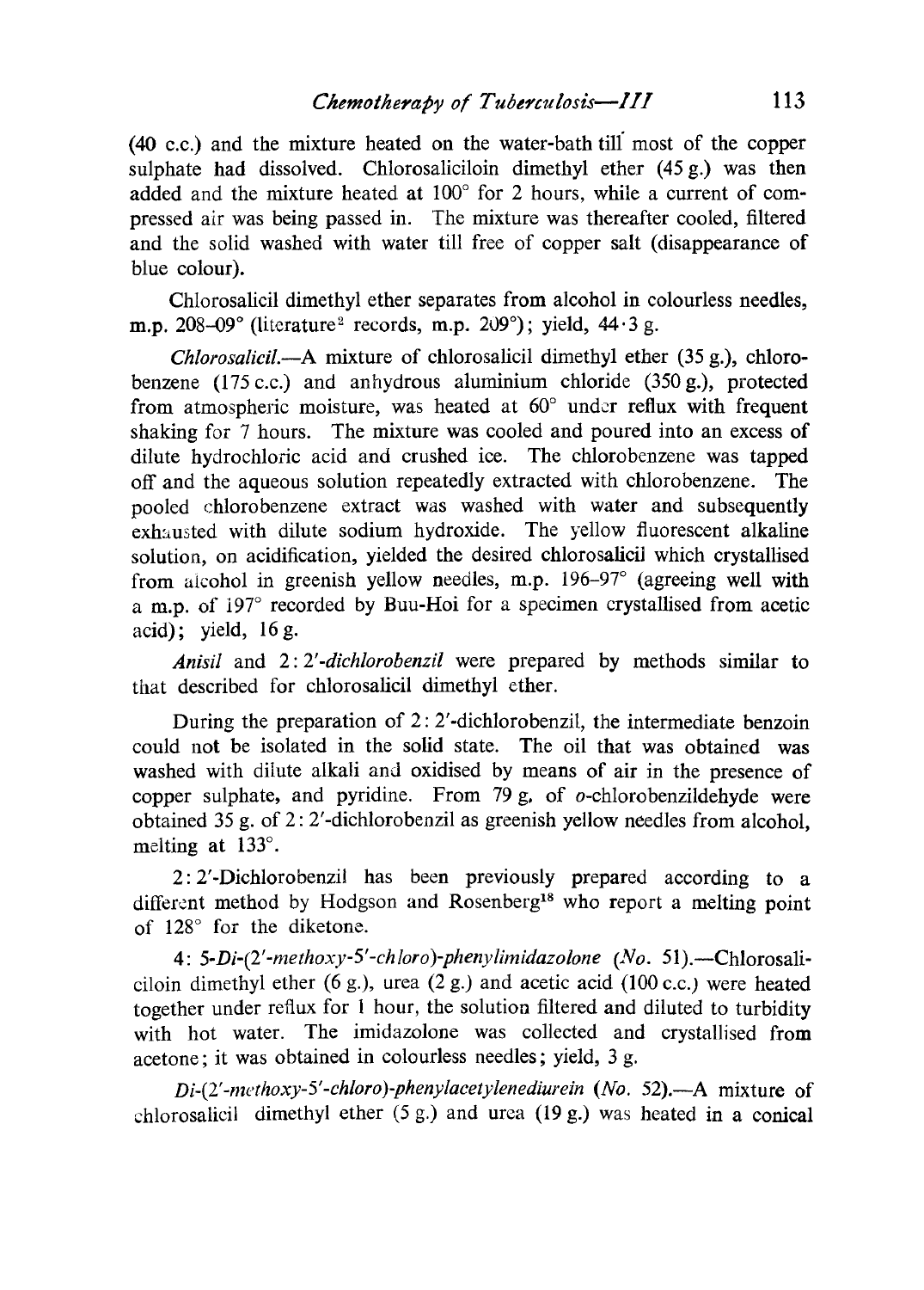(40 c.c.) and the mixture heated on the water-bath till most of the copper sulphate had dissolved. Chlorosaliciloin dimethyl ether (45 g.) was then added and the mixture heated at 100° for 2 hours, while a current of compressed air was being passed in. The mixture was thereafter cooled, filtered and the solid washed with water till free of copper salt (disappearance of blue colour).

Chlorosalicil dimethyl ether separates from alcohol in colourless needles, m.p. 208–09° (literature[2] records, m.p. 209°); yield, 44·3 g.

*Chlorosalicil*.—A mixture of chlorosalicil dimethyl ether (35 g.), chlorobenzene (175 c.c.) and anhydrous aluminium chloride (350 g.), protected from atmospheric moisture, was heated at 60° under reflux with frequent shaking for 7 hours. The mixture was cooled and poured into an excess of dilute hydrochloric acid and crushed ice. The chlorobenzene was tapped off and the aqueous solution repeatedly extracted with chlorobenzene. The pooled chlorobenzene extract was washed with water and subsequently exhausted with dilute sodium hydroxide. The yellow fluorescent alkaline solution, on acidification, yielded the desired chlorosalicil which crystallised from alcohol in greenish yellow needles, m.p. 196–97° (agreeing well with a m.p. of 197° recorded by Buu-Hoi for a specimen crystallised from acetic acid); yield, 16 g.

*Anisil* and *2:2′-dichlorobenzil* were prepared by methods similar to that described for chlorosalicil dimethyl ether.

During the preparation of 2:2′-dichlorobenzil, the intermediate benzoin could not be isolated in the solid state. The oil that was obtained was washed with dilute alkali and oxidised by means of air in the presence of copper sulphate, and pyridine. From 79 g. of *o*-chlorobenzildehyde were obtained 35 g. of 2:2′-dichlorobenzil as greenish yellow needles from alcohol, melting at 133°.

2:2′-Dichlorobenzil has been previously prepared according to a different method by Hodgson and Rosenberg[18] who report a melting point of 128° for the diketone.

*4: 5-Di-(2′-methoxy-5′-chloro)-phenylimidazolone (No. 51)*.—Chlorosaliciloin dimethyl ether (6 g.), urea (2 g.) and acetic acid (100 c.c.) were heated together under reflux for 1 hour, the solution filtered and diluted to turbidity with hot water. The imidazolone was collected and crystallised from acetone; it was obtained in colourless needles; yield, 3 g.

*Di-(2′-methoxy-5′-chloro)-phenylacetylenediurein (No. 52)*.—A mixture of chlorosalicil dimethyl ether (5 g.) and urea (19 g.) was heated in a conical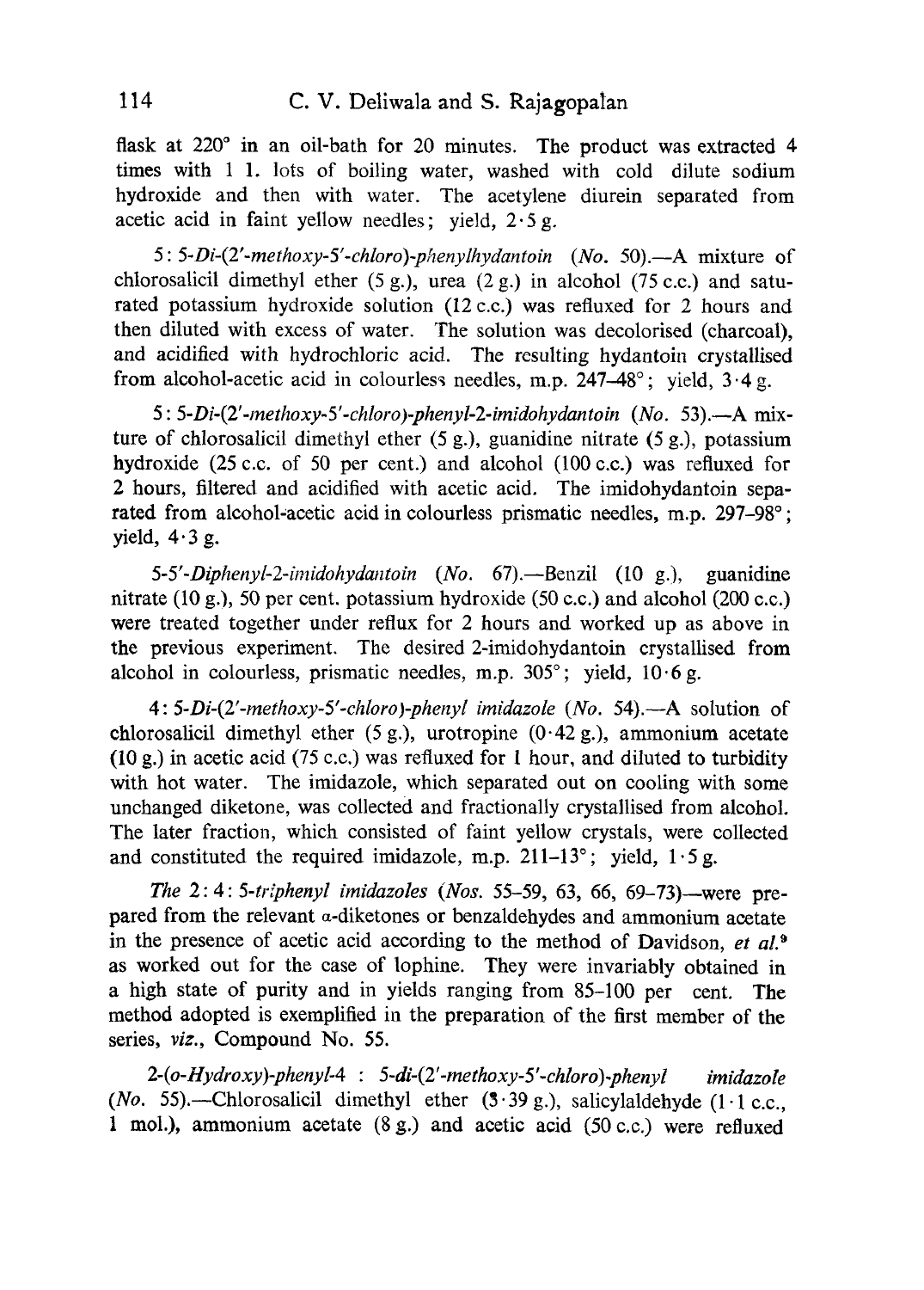flask at 220° in an oil-bath for 20 minutes. The product was extracted 4 times with 1 l. lots of boiling water, washed with cold dilute sodium hydroxide and then with water. The acetylene diurein separated from acetic acid in faint yellow needles; yield, 2·5 g.

*5 : 5-Di-(2′-methoxy-5′-chloro)-phenylhydantoin* (*No.* 50).—A mixture of chlorosalicil dimethyl ether (5 g.), urea (2 g.) in alcohol (75 c.c.) and saturated potassium hydroxide solution (12 c.c.) was refluxed for 2 hours and then diluted with excess of water. The solution was decolorised (charcoal), and acidified with hydrochloric acid. The resulting hydantoin crystallised from alcohol-acetic acid in colourless needles, m.p. 247–48°; yield, 3·4 g.

*5 : 5-Di-(2′-methoxy-5′-chloro)-phenyl-2-imidohydantoin* (*No.* 53).—A mixture of chlorosalicil dimethyl ether (5 g.), guanidine nitrate (5 g.), potassium hydroxide (25 c.c. of 50 per cent.) and alcohol (100 c.c.) was refluxed for 2 hours, filtered and acidified with acetic acid. The imidohydantoin separated from alcohol-acetic acid in colourless prismatic needles, m.p. 297–98°; yield, 4·3 g.

*5-5′-Diphenyl-2-imidohydantoin* (*No.* 67).—Benzil (10 g.), guanidine nitrate (10 g.), 50 per cent. potassium hydroxide (50 c.c.) and alcohol (200 c.c.) were treated together under reflux for 2 hours and worked up as above in the previous experiment. The desired 2-imidohydantoin crystallised from alcohol in colourless, prismatic needles, m.p. 305°; yield, 10·6 g.

*4 : 5-Di-(2′-methoxy-5′-chloro)-phenyl imidazole* (*No.* 54).—A solution of chlorosalicil dimethyl ether (5 g.), urotropine (0·42 g.), ammonium acetate (10 g.) in acetic acid (75 c.c.) was refluxed for 1 hour, and diluted to turbidity with hot water. The imidazole, which separated out on cooling with some unchanged diketone, was collected and fractionally crystallised from alcohol. The later fraction, which consisted of faint yellow crystals, were collected and constituted the required imidazole, m.p. 211–13°; yield, 1·5 g.

*The 2 : 4 : 5-triphenyl imidazoles* (*Nos.* 55–59, 63, 66, 69–73)—were prepared from the relevant α-diketones or benzaldehydes and ammonium acetate in the presence of acetic acid according to the method of Davidson, *et al.*[9] as worked out for the case of lophine. They were invariably obtained in a high state of purity and in yields ranging from 85–100 per cent. The method adopted is exemplified in the preparation of the first member of the series, *viz.*, Compound No. 55.

*2-(o-Hydroxy)-phenyl-4 : 5-di-(2′-methoxy-5′-chloro)-phenyl imidazole* (*No.* 55).—Chlorosalicil dimethyl ether (3·39 g.), salicylaldehyde (1·1 c.c., 1 mol.), ammonium acetate (8 g.) and acetic acid (50 c.c.) were refluxed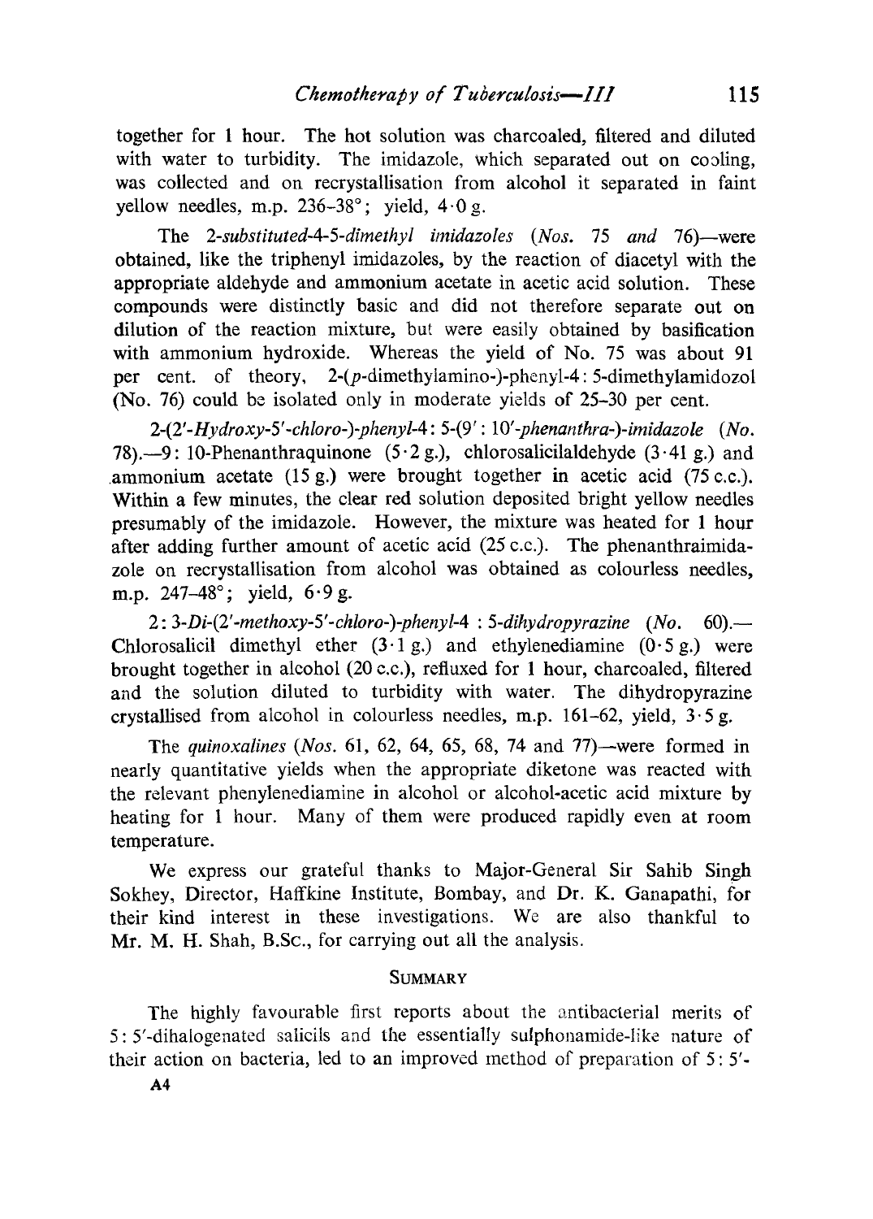together for 1 hour. The hot solution was charcoaled, filtered and diluted with water to turbidity. The imidazole, which separated out on cooling, was collected and on recrystallisation from alcohol it separated in faint yellow needles, m.p. 236–38°; yield, 4·0 g.

The *2-substituted-4-5-dimethyl imidazoles* (*Nos.* 75 *and* 76)—were obtained, like the triphenyl imidazoles, by the reaction of diacetyl with the appropriate aldehyde and ammonium acetate in acetic acid solution. These compounds were distinctly basic and did not therefore separate out on dilution of the reaction mixture, but were easily obtained by basification with ammonium hydroxide. Whereas the yield of No. 75 was about 91 per cent. of theory, 2-(*p*-dimethylamino-)-phenyl-4: 5-dimethylamidozol (No. 76) could be isolated only in moderate yields of 25–30 per cent.

*2-(2′-Hydroxy-5′-chloro-)-phenyl-4: 5-(9′: 10′-phenanthra-)-imidazole* (*No.* 78).—9: 10-Phenanthraquinone (5·2 g.), chlorosalicilaldehyde (3·41 g.) and ammonium acetate (15 g.) were brought together in acetic acid (75 c.c.). Within a few minutes, the clear red solution deposited bright yellow needles presumably of the imidazole. However, the mixture was heated for 1 hour after adding further amount of acetic acid (25 c.c.). The phenanthraimidazole on recrystallisation from alcohol was obtained as colourless needles, m.p. 247–48°; yield, 6·9 g.

*2: 3-Di-(2′-methoxy-5′-chloro-)-phenyl-4 : 5-dihydropyrazine* (*No.* 60).—Chlorosalicil dimethyl ether (3·1 g.) and ethylenediamine (0·5 g.) were brought together in alcohol (20 c.c.), refluxed for 1 hour, charcoaled, filtered and the solution diluted to turbidity with water. The dihydropyrazine crystallised from alcohol in colourless needles, m.p. 161–62, yield, 3·5 g.

The *quinoxalines* (*Nos.* 61, 62, 64, 65, 68, 74 and 77)—were formed in nearly quantitative yields when the appropriate diketone was reacted with the relevant phenylenediamine in alcohol or alcohol-acetic acid mixture by heating for 1 hour. Many of them were produced rapidly even at room temperature.

We express our grateful thanks to Major-General Sir Sahib Singh Sokhey, Director, Haffkine Institute, Bombay, and Dr. K. Ganapathi, for their kind interest in these investigations. We are also thankful to Mr. M. H. Shah, B.Sc., for carrying out all the analysis.

## SUMMARY

The highly favourable first reports about the antibacterial merits of 5: 5′-dihalogenated salicils and the essentially sulphonamide-like nature of their action on bacteria, led to an improved method of preparation of 5: 5′-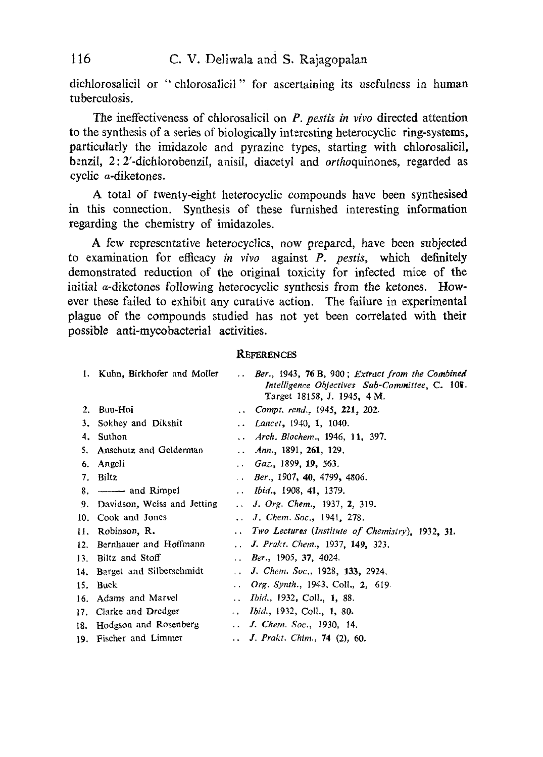dichlorosalicil or "chlorosalicil" for ascertaining its usefulness in human tuberculosis.

The ineffectiveness of chlorosalicil on *P. pestis in vivo* directed attention to the synthesis of a series of biologically interesting heterocyclic ring-systems, particularly the imidazole and pyrazine types, starting with chlorosalicil, benzil, 2 : 2′-dichlorobenzil, anisil, diacetyl and *ortho*quinones, regarded as cyclic α-diketones.

A total of twenty-eight heterocyclic compounds have been synthesised in this connection. Synthesis of these furnished interesting information regarding the chemistry of imidazoles.

A few representative heterocyclics, now prepared, have been subjected to examination for efficacy *in vivo* against *P. pestis*, which definitely demonstrated reduction of the original toxicity for infected mice of the initial α-diketones following heterocyclic synthesis from the ketones. However these failed to exhibit any curative action. The failure in experimental plague of the compounds studied has not yet been correlated with their possible anti-mycobacterial activities.

## References

1. Kuhn, Birkhofer and Moller .. *Ber.*, 1943, **76 B**, 900; *Extract from the Combined Intelligence Objectives Sub-Committee*, C. 108. Target 18158, J. 1945, 4 M.
2. Buu-Hoi .. *Compt. rend.*, 1945, **221**, 202.
3. Sokhey and Dikshit .. *Lancet*, 1940, **1**, 1040.
4. Suthon .. *Arch. Biochem.*, 1946, **11**, 397.
5. Anschutz and Gelderman .. *Ann.*, 1891, **261**, 129.
6. Angeli .. *Gaz.*, 1899, **19**, 563.
7. Biltz .. *Ber.*, 1907, **40**, 4799, 4806.
8. ——— and Rimpel .. *Ibid.*, 1908, **41**, 1379.
9. Davidson, Weiss and Jetting .. *J. Org. Chem.*, 1937, **2**, 319.
10. Cook and Jones .. *J. Chem. Soc.*, 1941, 278.
11. Robinson, R. .. *Two Lectures (Institute of Chemistry)*, 1932, **31**.
12. Bernhauer and Hoffmann .. *J. Prakt. Chem.*, 1937, **149**, 323.
13. Biltz and Stoff .. *Ber.*, 1905, **37**, 4024.
14. Barget and Silberschmidt .. *J. Chem. Soc.*, 1928, **133**, 2924.
15. Buck .. *Org. Synth.*, 1943, Coll., **2**, 619.
16. Adams and Marvel .. *Ibid.*, 1932, Coll., **1**, 88.
17. Clarke and Dredger .. *Ibid.*, 1932, Coll., **1**, 80.
18. Hodgson and Rosenberg .. *J. Chem. Soc.*, 1930, 14.
19. Fischer and Limmer .. *J. Prakt. Chim.*, **74** (2), 60.